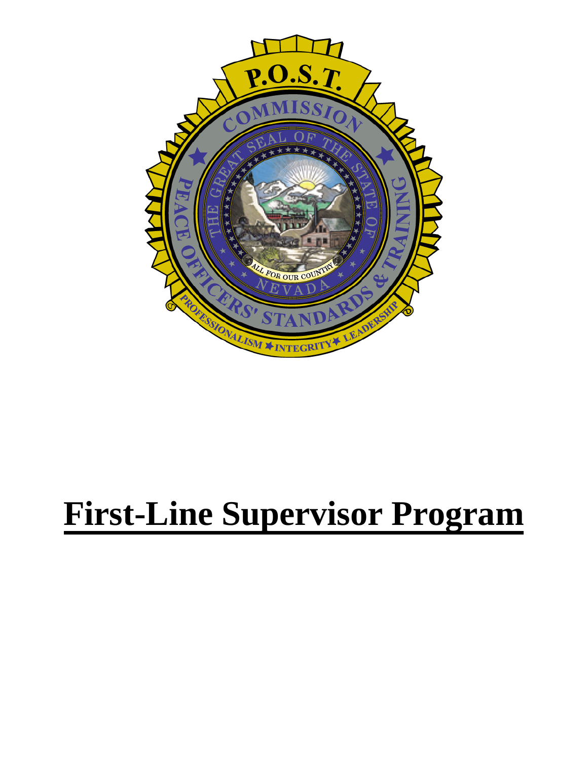# First-Line Supervisor Program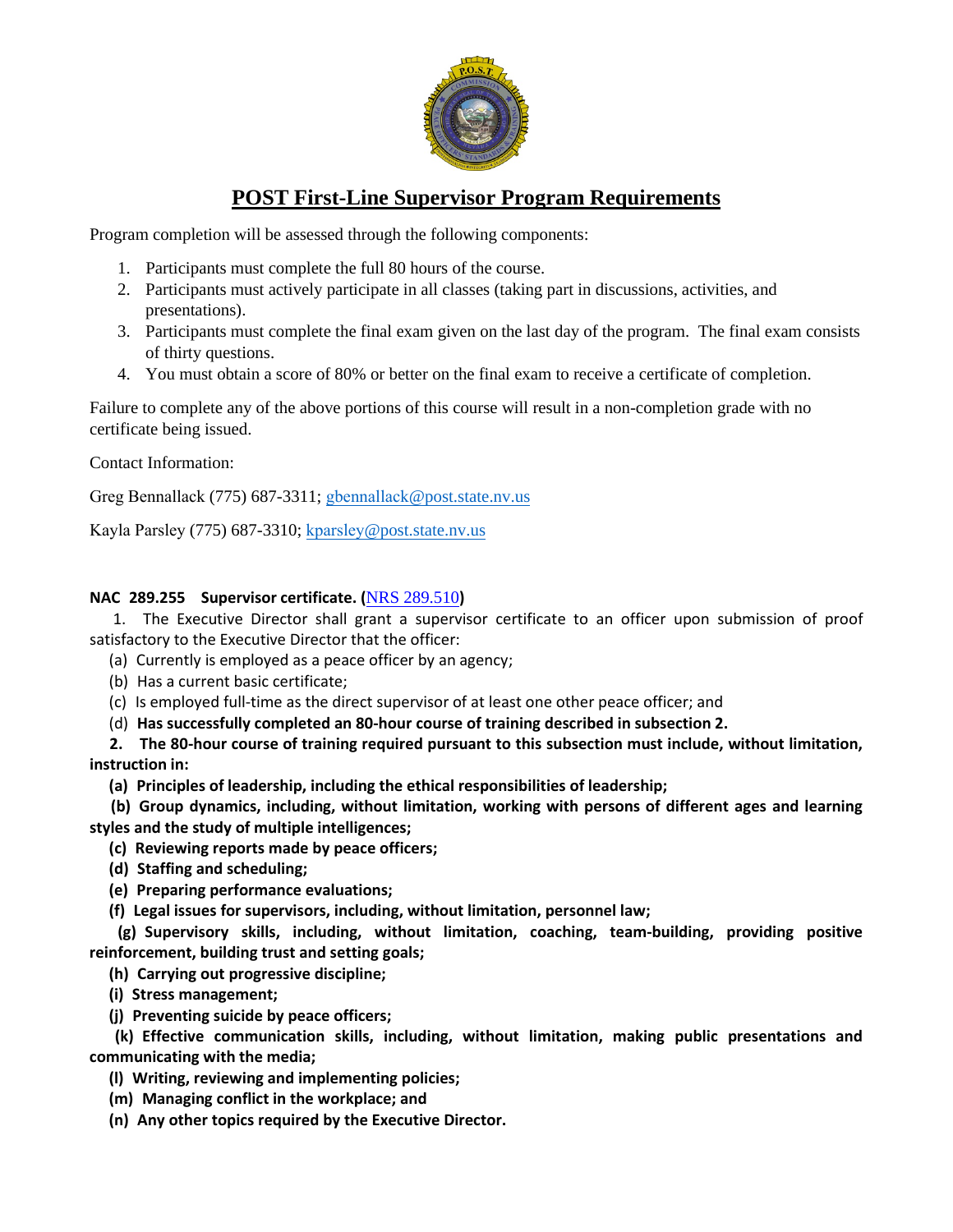# POST First-Line Supervisor Program Requirements

Program completion will be assessed through the following components:

1. Participants must complete the full 80 hours of the course.
2. Participants must actively participate in all classes (taking part in discussions, activities, and presentations).
3. Participants must complete the final exam given on the last day of the program. The final exam consists of thirty questions.
4. You must obtain a score of 80% or better on the final exam to receive a certificate of completion.

Failure to complete any of the above portions of this course will result in a non-completion grade with no certificate being issued.

Contact Information:

Greg Bennallack (775) 687-3311; gbennallack@post.state.nv.us

Kayla Parsley (775) 687-3310; kparsley@post.state.nv.us

**NAC 289.255 Supervisor certificate. (**NRS 289.510**)**

1. The Executive Director shall grant a supervisor certificate to an officer upon submission of proof satisfactory to the Executive Director that the officer:

   (a) Currently is employed as a peace officer by an agency;

   (b) Has a current basic certificate;

   (c) Is employed full-time as the direct supervisor of at least one other peace officer; and

   (d) **Has successfully completed an 80-hour course of training described in subsection 2.**

**2. The 80-hour course of training required pursuant to this subsection must include, without limitation, instruction in:**

**(a) Principles of leadership, including the ethical responsibilities of leadership;**

**(b) Group dynamics, including, without limitation, working with persons of different ages and learning styles and the study of multiple intelligences;**

**(c) Reviewing reports made by peace officers;**

**(d) Staffing and scheduling;**

**(e) Preparing performance evaluations;**

**(f) Legal issues for supervisors, including, without limitation, personnel law;**

**(g) Supervisory skills, including, without limitation, coaching, team-building, providing positive reinforcement, building trust and setting goals;**

**(h) Carrying out progressive discipline;**

**(i) Stress management;**

**(j) Preventing suicide by peace officers;**

**(k) Effective communication skills, including, without limitation, making public presentations and communicating with the media;**

**(l) Writing, reviewing and implementing policies;**

**(m) Managing conflict in the workplace; and**

**(n) Any other topics required by the Executive Director.**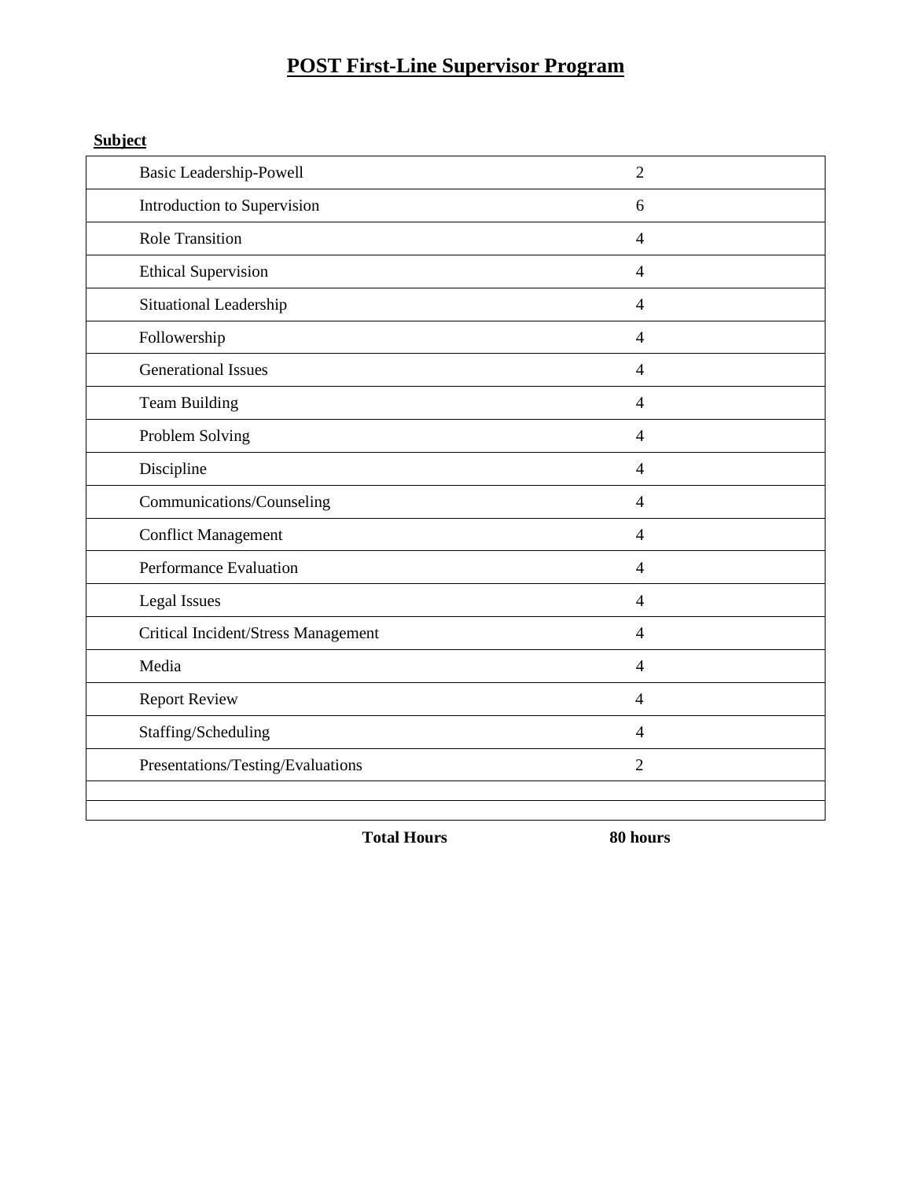# POST First-Line Supervisor Program

| Subject | |
|---|---|
| Basic Leadership-Powell | 2 |
| Introduction to Supervision | 6 |
| Role Transition | 4 |
| Ethical Supervision | 4 |
| Situational Leadership | 4 |
| Followership | 4 |
| Generational Issues | 4 |
| Team Building | 4 |
| Problem Solving | 4 |
| Discipline | 4 |
| Communications/Counseling | 4 |
| Conflict Management | 4 |
| Performance Evaluation | 4 |
| Legal Issues | 4 |
| Critical Incident/Stress Management | 4 |
| Media | 4 |
| Report Review | 4 |
| Staffing/Scheduling | 4 |
| Presentations/Testing/Evaluations | 2 |
| | |
| | |
| **Total Hours** | **80 hours** |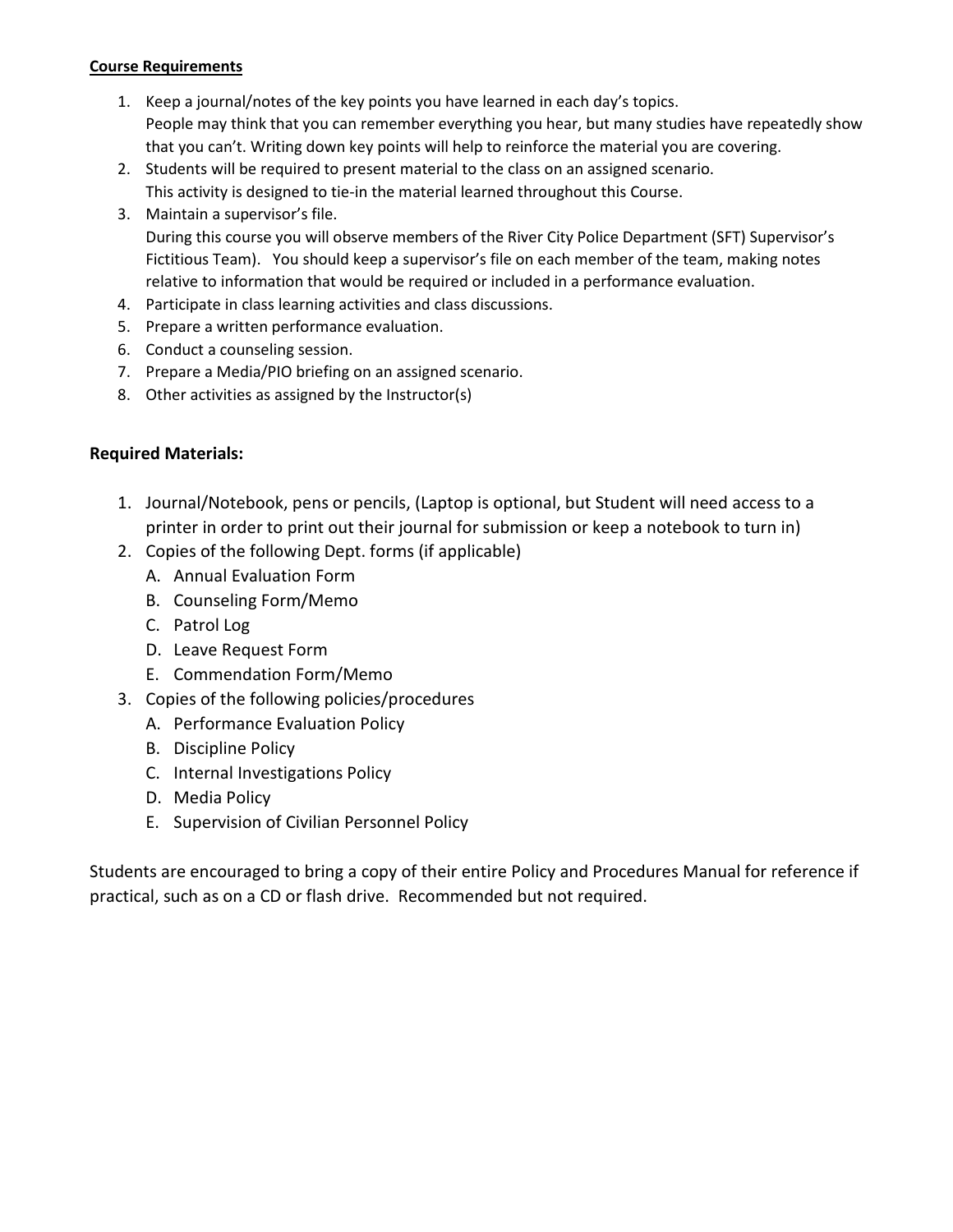**Course Requirements**

1. Keep a journal/notes of the key points you have learned in each day's topics.
   People may think that you can remember everything you hear, but many studies have repeatedly show that you can't. Writing down key points will help to reinforce the material you are covering.
2. Students will be required to present material to the class on an assigned scenario.
   This activity is designed to tie-in the material learned throughout this Course.
3. Maintain a supervisor's file.
   During this course you will observe members of the River City Police Department (SFT) Supervisor's Fictitious Team). You should keep a supervisor's file on each member of the team, making notes relative to information that would be required or included in a performance evaluation.
4. Participate in class learning activities and class discussions.
5. Prepare a written performance evaluation.
6. Conduct a counseling session.
7. Prepare a Media/PIO briefing on an assigned scenario.
8. Other activities as assigned by the Instructor(s)

**Required Materials:**

1. Journal/Notebook, pens or pencils, (Laptop is optional, but Student will need access to a printer in order to print out their journal for submission or keep a notebook to turn in)
2. Copies of the following Dept. forms (if applicable)
   A. Annual Evaluation Form
   B. Counseling Form/Memo
   C. Patrol Log
   D. Leave Request Form
   E. Commendation Form/Memo
3. Copies of the following policies/procedures
   A. Performance Evaluation Policy
   B. Discipline Policy
   C. Internal Investigations Policy
   D. Media Policy
   E. Supervision of Civilian Personnel Policy

Students are encouraged to bring a copy of their entire Policy and Procedures Manual for reference if practical, such as on a CD or flash drive. Recommended but not required.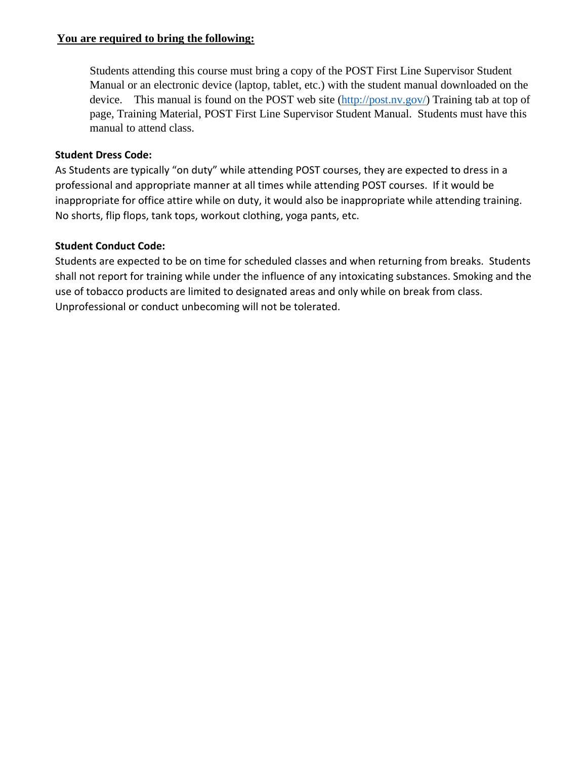**<u>You are required to bring the following:</u>**

Students attending this course must bring a copy of the POST First Line Supervisor Student Manual or an electronic device (laptop, tablet, etc.) with the student manual downloaded on the device. This manual is found on the POST web site (http://post.nv.gov/) Training tab at top of page, Training Material, POST First Line Supervisor Student Manual. Students must have this manual to attend class.

**Student Dress Code:**

As Students are typically "on duty" while attending POST courses, they are expected to dress in a professional and appropriate manner at all times while attending POST courses. If it would be inappropriate for office attire while on duty, it would also be inappropriate while attending training. No shorts, flip flops, tank tops, workout clothing, yoga pants, etc.

**Student Conduct Code:**

Students are expected to be on time for scheduled classes and when returning from breaks. Students shall not report for training while under the influence of any intoxicating substances. Smoking and the use of tobacco products are limited to designated areas and only while on break from class. Unprofessional or conduct unbecoming will not be tolerated.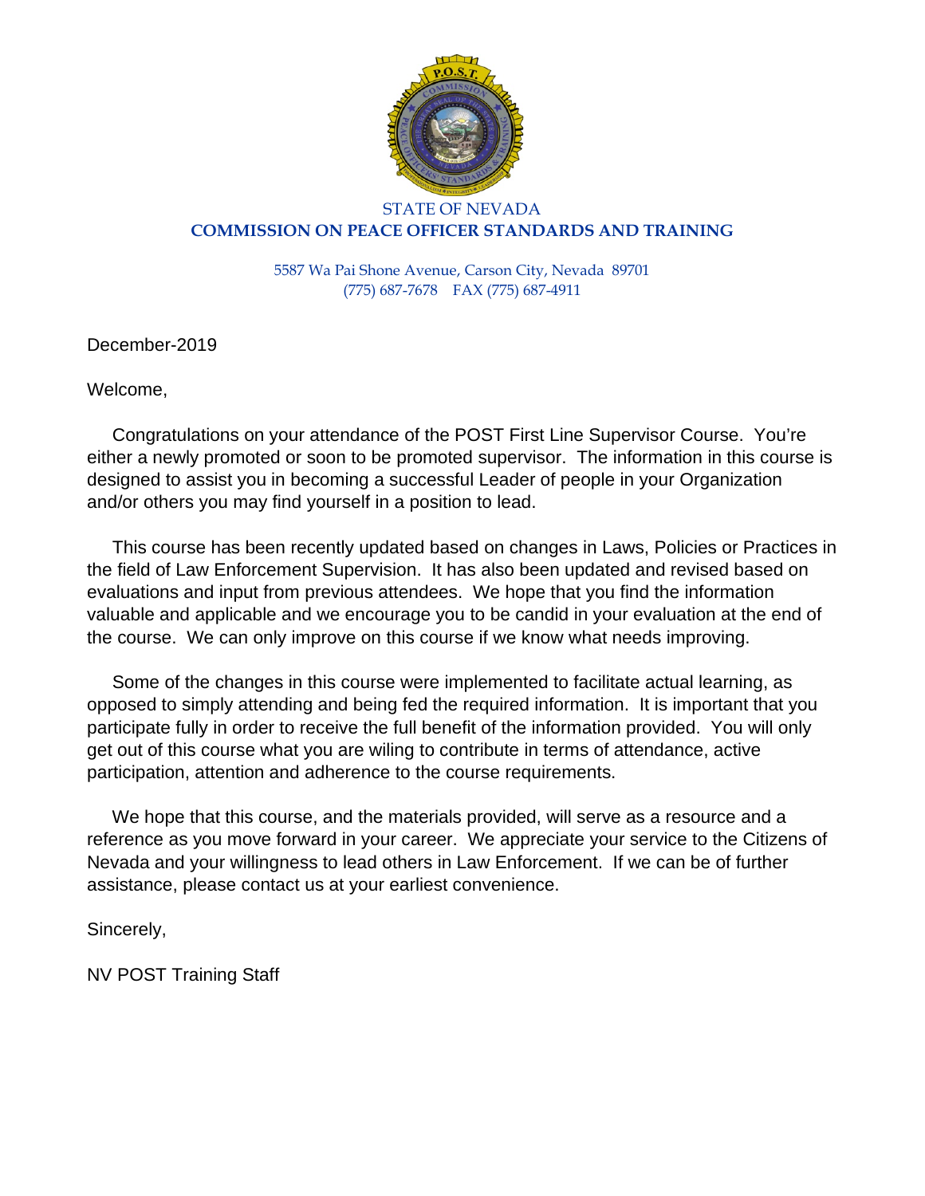STATE OF NEVADA

**COMMISSION ON PEACE OFFICER STANDARDS AND TRAINING**

5587 Wa Pai Shone Avenue, Carson City, Nevada 89701
(775) 687-7678 FAX (775) 687-4911

December-2019

Welcome,

Congratulations on your attendance of the POST First Line Supervisor Course. You're either a newly promoted or soon to be promoted supervisor. The information in this course is designed to assist you in becoming a successful Leader of people in your Organization and/or others you may find yourself in a position to lead.

This course has been recently updated based on changes in Laws, Policies or Practices in the field of Law Enforcement Supervision. It has also been updated and revised based on evaluations and input from previous attendees. We hope that you find the information valuable and applicable and we encourage you to be candid in your evaluation at the end of the course. We can only improve on this course if we know what needs improving.

Some of the changes in this course were implemented to facilitate actual learning, as opposed to simply attending and being fed the required information. It is important that you participate fully in order to receive the full benefit of the information provided. You will only get out of this course what you are wiling to contribute in terms of attendance, active participation, attention and adherence to the course requirements.

We hope that this course, and the materials provided, will serve as a resource and a reference as you move forward in your career. We appreciate your service to the Citizens of Nevada and your willingness to lead others in Law Enforcement. If we can be of further assistance, please contact us at your earliest convenience.

Sincerely,

NV POST Training Staff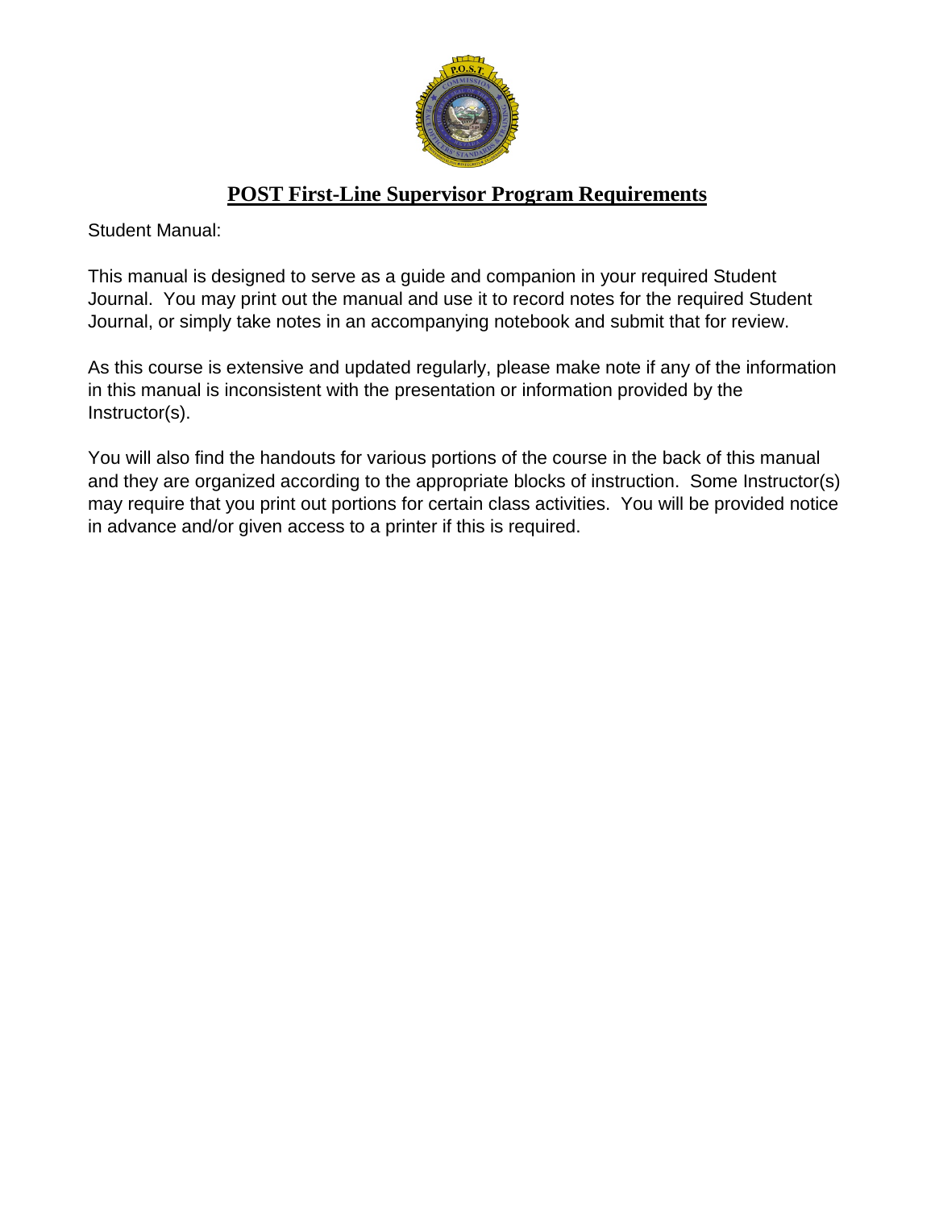# POST First-Line Supervisor Program Requirements

Student Manual:

This manual is designed to serve as a guide and companion in your required Student Journal. You may print out the manual and use it to record notes for the required Student Journal, or simply take notes in an accompanying notebook and submit that for review.

As this course is extensive and updated regularly, please make note if any of the information in this manual is inconsistent with the presentation or information provided by the Instructor(s).

You will also find the handouts for various portions of the course in the back of this manual and they are organized according to the appropriate blocks of instruction. Some Instructor(s) may require that you print out portions for certain class activities. You will be provided notice in advance and/or given access to a printer if this is required.